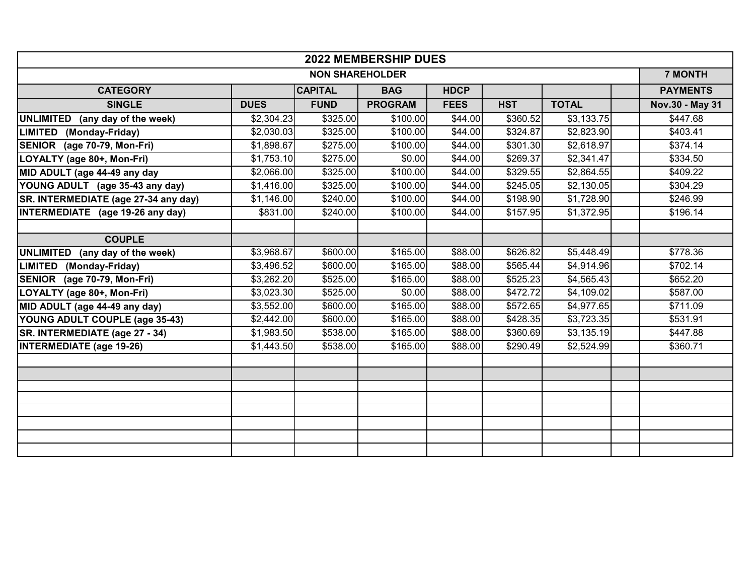| 2022 MEMBERSHIP DUES | | | | | | | | |
|---|---|---|---|---|---|---|---|---|
| NON SHAREHOLDER | | | | | | | | 7 MONTH |
| **CATEGORY** | | **CAPITAL** | **BAG** | **HDCP** | | | | **PAYMENTS** |
| **SINGLE** | **DUES** | **FUND** | **PROGRAM** | **FEES** | **HST** | **TOTAL** | | **Nov.30 - May 31** |
| **UNLIMITED (any day of the week)** | $2,304.23 | $325.00 | $100.00 | $44.00 | $360.52 | $3,133.75 | | $447.68 |
| **LIMITED (Monday-Friday)** | $2,030.03 | $325.00 | $100.00 | $44.00 | $324.87 | $2,823.90 | | $403.41 |
| **SENIOR (age 70-79, Mon-Fri)** | $1,898.67 | $275.00 | $100.00 | $44.00 | $301.30 | $2,618.97 | | $374.14 |
| **LOYALTY (age 80+, Mon-Fri)** | $1,753.10 | $275.00 | $0.00 | $44.00 | $269.37 | $2,341.47 | | $334.50 |
| **MID ADULT (age 44-49 any day** | $2,066.00 | $325.00 | $100.00 | $44.00 | $329.55 | $2,864.55 | | $409.22 |
| **YOUNG ADULT (age 35-43 any day)** | $1,416.00 | $325.00 | $100.00 | $44.00 | $245.05 | $2,130.05 | | $304.29 |
| **SR. INTERMEDIATE (age 27-34 any day)** | $1,146.00 | $240.00 | $100.00 | $44.00 | $198.90 | $1,728.90 | | $246.99 |
| **INTERMEDIATE (age 19-26 any day)** | $831.00 | $240.00 | $100.00 | $44.00 | $157.95 | $1,372.95 | | $196.14 |
| | | | | | | | | |
| **COUPLE** | | | | | | | | |
| **UNLIMITED (any day of the week)** | $3,968.67 | $600.00 | $165.00 | $88.00 | $626.82 | $5,448.49 | | $778.36 |
| **LIMITED (Monday-Friday)** | $3,496.52 | $600.00 | $165.00 | $88.00 | $565.44 | $4,914.96 | | $702.14 |
| **SENIOR (age 70-79, Mon-Fri)** | $3,262.20 | $525.00 | $165.00 | $88.00 | $525.23 | $4,565.43 | | $652.20 |
| **LOYALTY (age 80+, Mon-Fri)** | $3,023.30 | $525.00 | $0.00 | $88.00 | $472.72 | $4,109.02 | | $587.00 |
| **MID ADULT (age 44-49 any day)** | $3,552.00 | $600.00 | $165.00 | $88.00 | $572.65 | $4,977.65 | | $711.09 |
| **YOUNG ADULT COUPLE (age 35-43)** | $2,442.00 | $600.00 | $165.00 | $88.00 | $428.35 | $3,723.35 | | $531.91 |
| **SR. INTERMEDIATE (age 27 - 34)** | $1,983.50 | $538.00 | $165.00 | $88.00 | $360.69 | $3,135.19 | | $447.88 |
| **INTERMEDIATE (age 19-26)** | $1,443.50 | $538.00 | $165.00 | $88.00 | $290.49 | $2,524.99 | | $360.71 |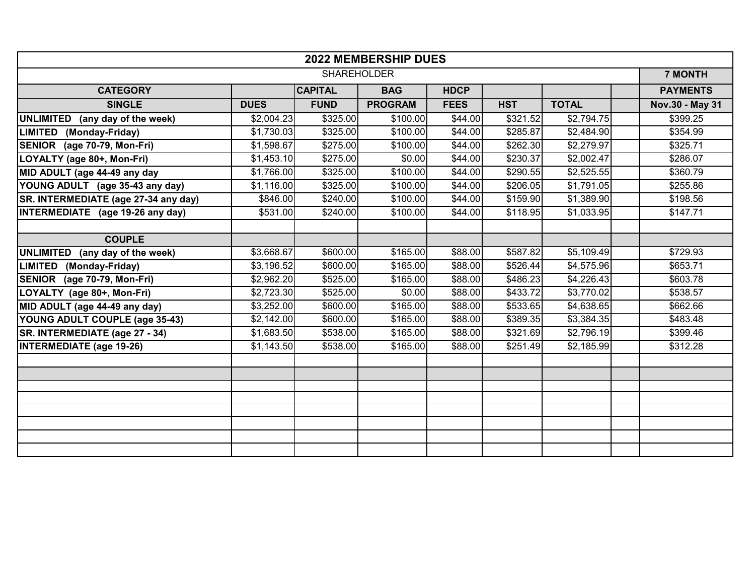| 2022 MEMBERSHIP DUES | | | | | | | | |
|---|---|---|---|---|---|---|---|---|
| SHAREHOLDER | | | | | | | | 7 MONTH |
| **CATEGORY** | | **CAPITAL** | **BAG** | **HDCP** | | | | **PAYMENTS** |
| **SINGLE** | **DUES** | **FUND** | **PROGRAM** | **FEES** | **HST** | **TOTAL** | | **Nov.30 - May 31** |
| **UNLIMITED (any day of the week)** | $2,004.23 | $325.00 | $100.00 | $44.00 | $321.52 | $2,794.75 | | $399.25 |
| **LIMITED (Monday-Friday)** | $1,730.03 | $325.00 | $100.00 | $44.00 | $285.87 | $2,484.90 | | $354.99 |
| **SENIOR (age 70-79, Mon-Fri)** | $1,598.67 | $275.00 | $100.00 | $44.00 | $262.30 | $2,279.97 | | $325.71 |
| **LOYALTY (age 80+, Mon-Fri)** | $1,453.10 | $275.00 | $0.00 | $44.00 | $230.37 | $2,002.47 | | $286.07 |
| **MID ADULT (age 44-49 any day** | $1,766.00 | $325.00 | $100.00 | $44.00 | $290.55 | $2,525.55 | | $360.79 |
| **YOUNG ADULT (age 35-43 any day)** | $1,116.00 | $325.00 | $100.00 | $44.00 | $206.05 | $1,791.05 | | $255.86 |
| **SR. INTERMEDIATE (age 27-34 any day)** | $846.00 | $240.00 | $100.00 | $44.00 | $159.90 | $1,389.90 | | $198.56 |
| **INTERMEDIATE (age 19-26 any day)** | $531.00 | $240.00 | $100.00 | $44.00 | $118.95 | $1,033.95 | | $147.71 |
| | | | | | | | | |
| **COUPLE** | | | | | | | | |
| **UNLIMITED (any day of the week)** | $3,668.67 | $600.00 | $165.00 | $88.00 | $587.82 | $5,109.49 | | $729.93 |
| **LIMITED (Monday-Friday)** | $3,196.52 | $600.00 | $165.00 | $88.00 | $526.44 | $4,575.96 | | $653.71 |
| **SENIOR (age 70-79, Mon-Fri)** | $2,962.20 | $525.00 | $165.00 | $88.00 | $486.23 | $4,226.43 | | $603.78 |
| **LOYALTY (age 80+, Mon-Fri)** | $2,723.30 | $525.00 | $0.00 | $88.00 | $433.72 | $3,770.02 | | $538.57 |
| **MID ADULT (age 44-49 any day)** | $3,252.00 | $600.00 | $165.00 | $88.00 | $533.65 | $4,638.65 | | $662.66 |
| **YOUNG ADULT COUPLE (age 35-43)** | $2,142.00 | $600.00 | $165.00 | $88.00 | $389.35 | $3,384.35 | | $483.48 |
| **SR. INTERMEDIATE (age 27 - 34)** | $1,683.50 | $538.00 | $165.00 | $88.00 | $321.69 | $2,796.19 | | $399.46 |
| **INTERMEDIATE (age 19-26)** | $1,143.50 | $538.00 | $165.00 | $88.00 | $251.49 | $2,185.99 | | $312.28 |